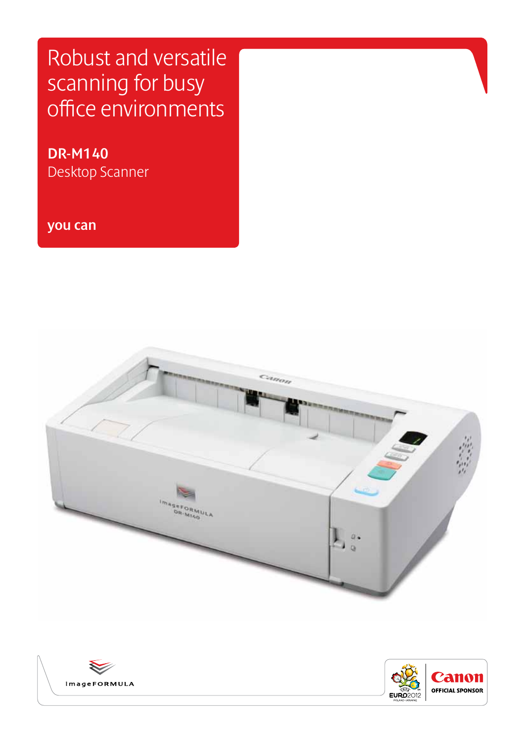# Robust and versatile scanning for busy office environments

## DR-M140
Desktop Scanner

**you can**

imageFORMULA

EURO2012 POLAND-UKRAINE

Canon OFFICIAL SPONSOR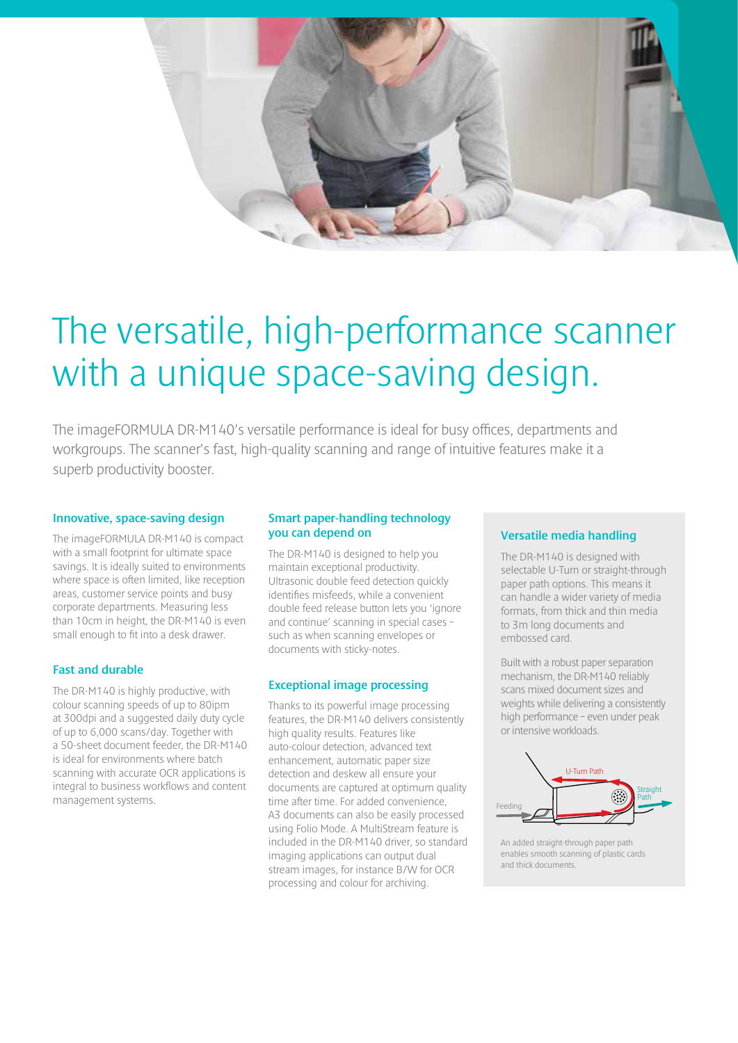# The versatile, high-performance scanner with a unique space-saving design.

The imageFORMULA DR-M140's versatile performance is ideal for busy offices, departments and workgroups. The scanner's fast, high-quality scanning and range of intuitive features make it a superb productivity booster.

### Innovative, space-saving design

The imageFORMULA DR-M140 is compact with a small footprint for ultimate space savings. It is ideally suited to environments where space is often limited, like reception areas, customer service points and busy corporate departments. Measuring less than 10cm in height, the DR-M140 is even small enough to fit into a desk drawer.

### Fast and durable

The DR-M140 is highly productive, with colour scanning speeds of up to 80ipm at 300dpi and a suggested daily duty cycle of up to 6,000 scans/day. Together with a 50-sheet document feeder, the DR-M140 is ideal for environments where batch scanning with accurate OCR applications is integral to business workflows and content management systems.

### Smart paper-handling technology you can depend on

The DR-M140 is designed to help you maintain exceptional productivity. Ultrasonic double feed detection quickly identifies misfeeds, while a convenient double feed release button lets you 'ignore and continue' scanning in special cases – such as when scanning envelopes or documents with sticky-notes.

### Exceptional image processing

Thanks to its powerful image processing features, the DR-M140 delivers consistently high quality results. Features like auto-colour detection, advanced text enhancement, automatic paper size detection and deskew all ensure your documents are captured at optimum quality time after time. For added convenience, A3 documents can also be easily processed using Folio Mode. A MultiStream feature is included in the DR-M140 driver, so standard imaging applications can output dual stream images, for instance B/W for OCR processing and colour for archiving.

### Versatile media handling

The DR-M140 is designed with selectable U-Turn or straight-through paper path options. This means it can handle a wider variety of media formats, from thick and thin media to 3m long documents and embossed card.

Built with a robust paper separation mechanism, the DR-M140 reliably scans mixed document sizes and weights while delivering a consistently high performance – even under peak or intensive workloads.

U-Turn Path

Straight Path

Feeding

An added straight-through paper path enables smooth scanning of plastic cards and thick documents.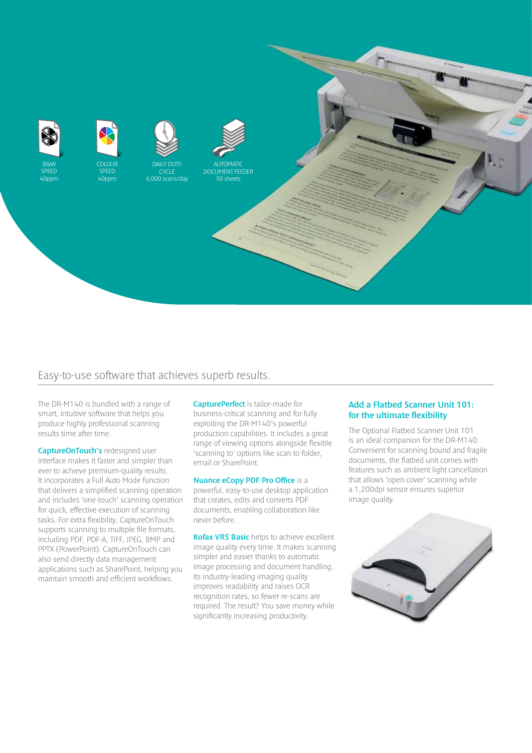B&W SPEED 40ppm

COLOUR SPEED 40ppm

DAILY DUTY CYCLE 6,000 scans/day

AUTOMATIC DOCUMENT FEEDER 50 sheets

## Easy-to-use software that achieves superb results.

The DR-M140 is bundled with a range of smart, intuitive software that helps you produce highly professional scanning results time after time.

**CaptureOnTouch's** redesigned user interface makes it faster and simpler than ever to achieve premium-quality results. It incorporates a Full Auto Mode function that delivers a simplified scanning operation and includes 'one-touch' scanning operation for quick, effective execution of scanning tasks. For extra flexibility, CaptureOnTouch supports scanning to multiple file formats, including PDF, PDF-A, TIFF, JPEG, BMP and PPTX (PowerPoint). CaptureOnTouch can also send directly data management applications such as SharePoint, helping you maintain smooth and efficient workflows.

**CapturePerfect** is tailor-made for business-critical scanning and for fully exploiting the DR-M140's powerful production capabilities. It includes a great range of viewing options alongside flexible 'scanning to' options like scan to folder, email or SharePoint.

**Nuance eCopy PDF Pro Office** is a powerful, easy-to-use desktop application that creates, edits and converts PDF documents, enabling collaboration like never before.

**Kofax VRS Basic** helps to achieve excellent image quality every time. It makes scanning simpler and easier thanks to automatic image processing and document handling. Its industry-leading imaging quality improves readability and raises OCR recognition rates, so fewer re-scans are required. The result? You save money while significantly increasing productivity.

### Add a Flatbed Scanner Unit 101: for the ultimate flexibility

The Optional Flatbed Scanner Unit 101 is an ideal companion for the DR-M140. Convenient for scanning bound and fragile documents, the flatbed unit comes with features such as ambient light cancellation that allows 'open cover' scanning while a 1,200dpi sensor ensures superior image quality.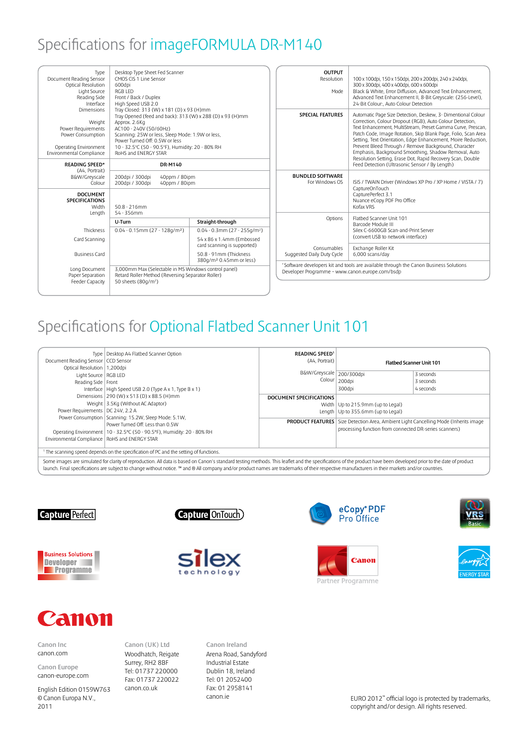# Specifications for imageFORMULA DR-M140

| | |
|---|---|
| Type | Desktop Type Sheet Fed Scanner |
| Document Reading Sensor | CMOS CIS 1 Line Sensor |
| Optical Resolution | 600dpi |
| Light Source | RGB LED |
| Reading Side | Front / Back / Duplex |
| Interface | High Speed USB 2.0 |
| Dimensions | Tray Closed: 313 (W) x 181 (D) x 93 (H)mm<br>Tray Opened (feed and back): 313 (W) x 288 (D) x 93 (H)mm |
| Weight | Approx. 2.6Kg |
| Power Requirements | AC100 - 240V (50/60Hz) |
| Power Consumption | Scanning: 25W or less, Sleep Mode: 1.9W or less,<br>Power Turned Off: 0.5W or less |
| Operating Environment | 10 - 32.5°C (50 - 90.5°F), Humidity: 20 - 80% RH |
| Environmental Compliance | RoHS and ENERGY STAR |

| **READING SPEED*** (A4, Portrait) | **DR-M140** | |
|---|---|---|
| B&W/Greyscale | 200dpi / 300dpi | 40ppm / 80ipm |
| Colour | 200dpi / 300dpi | 40ppm / 80ipm |

| **DOCUMENT SPECIFICATIONS** | | |
|---|---|---|
| Width | 50.8 - 216mm | |
| Length | 54 - 356mm | |
| | **U-Turn** | **Straight-through** |
| Thickness | 0.04 - 0.15mm (27 - 128g/m²) | 0.04 - 0.3mm (27 - 255g/m²) |
| Card Scanning | | 54 x 86 x 1.4mm (Embossed card scanning is supported) |
| Business Card | | 50.8 - 91mm (Thickness 380g/m² 0.45mm or less) |
| Long Document | 3,000mm Max (Selectable in MS Windows control panel) | |
| Paper Separation | Retard Roller Method (Reversing Separator Roller) | |
| Feeder Capacity | 50 sheets (80g/m²) | |

| | |
|---|---|
| **OUTPUT** Resolution | 100 x 100dpi, 150 x 150dpi, 200 x 200dpi, 240 x 240dpi, 300 x 300dpi, 400 x 400dpi, 600 x 600dpi |
| Mode | Black & White, Error Diffusion, Advanced Text Enhancement, Advanced Text Enhancement II, 8-Bit Greyscale: (256-Level), 24-Bit Colour:, Auto Colour Detection |
| **SPECIAL FEATURES** | Automatic Page Size Detection, Deskew, 3- Dimentional Colour Correction, Colour Dropout (RGB), Auto Colour Detection, Text Enhancement, MultiStream, Preset Gamma Curve, Prescan, Patch Code, Image Rotation, Skip Blank Page, Folio, Scan Area Setting, Text Orientation, Edge Enhancement, Moire Reduction, Prevent Bleed Through / Remove Background, Character Emphasis, Background Smoothing, Shadow Removal, Auto Resolution Setting, Erase Dot, Rapid Recovery Scan, Double Feed Detection (Ultrasonic Sensor / By Length) |
| **BUNDLED SOFTWARE** For Windows OS | ISIS / TWAIN Driver (Windows XP Pro / XP Home / VISTA / 7)<br>CaptureOnTouch<br>CapturePerfect 3.1<br>Nuance eCopy PDF Pro Office<br>Kofax VRS |
| Options | Flatbed Scanner Unit 101<br>Barcode Module III<br>Silex C-6600GB Scan-and-Print Server (convert USB to network interface) |
| Consumables | Exchange Roller Kit |
| Suggested Daily Duty Cycle | 6,000 scans/day |

*Software developers kit and tools are available through the Canon Business Solutions Developer Programme – www.canon.europe.com/bsdp

# Specifications for Optional Flatbed Scanner Unit 101

| | |
|---|---|
| Type | Desktop A4 Flatbed Scanner Option |
| Document Reading Sensor | CCD Sensor |
| Optical Resolution | 1,200dpi |
| Light Source | RGB LED |
| Reading Side | Front |
| Interface | High Speed USB 2.0 (Type A x 1, Type B x 1) |
| Dimensions | 290 (W) x 513 (D) x 88.5 (H)mm |
| Weight | 3.5Kg (Without AC Adaptor) |
| Power Requirements | DC 24V, 2.2 A |
| Power Consumption | Scanning: 15.2W, Sleep Mode: 5.1W,<br>Power Turned Off: Less than 0.5W |
| Operating Environment | 10 - 32.5°C (50 - 90.5°F), Humidity: 20 - 80% RH |
| Environmental Compliance | RoHS and ENERGY STAR |

| **READING SPEED**[1] (A4, Portrait) | **Flatbed Scanner Unit 101** | |
|---|---|---|
| B&W/Greyscale | 200/300dpi | 3 seconds |
| Colour | 200dpi | 3 seconds |
| | 300dpi | 4 seconds |
| **DOCUMENT SPECIFICATIONS** Width | Up to 215.9mm (up to Legal) | |
| Length | Up to 355.6mm (up to Legal) | |
| **PRODUCT FEATURES** | Size Detection Area, Ambient Light Cancelling Mode (Inherits image processing function from connected DR-series scanners) | |

[1] The scanning speed depends on the specification of PC and the setting of functions.

Some images are simulated for clarity of reproduction. All data is based on Canon's standard testing methods. This leaflet and the specifications of the product have been developed prior to the date of product launch. Final specifications are subject to change without notice. ™ and ® All company and/or product names are trademarks of their respective manufacturers in their markets and/or countries.

Canon Inc
canon.com

Canon Europe
canon-europe.com

English Edition 0159W763
© Canon Europa N.V., 2011

Canon (UK) Ltd
Woodhatch, Reigate
Surrey, RH2 8BF
Tel: 01737 220000
Fax: 01737 220022
canon.co.uk

Canon Ireland
Arena Road, Sandyford
Industrial Estate
Dublin 18, Ireland
Tel: 01 2052400
Fax: 01 2958141
canon.ie

EURO 2012™ official logo is protected by trademarks, copyright and/or design. All rights reserved.